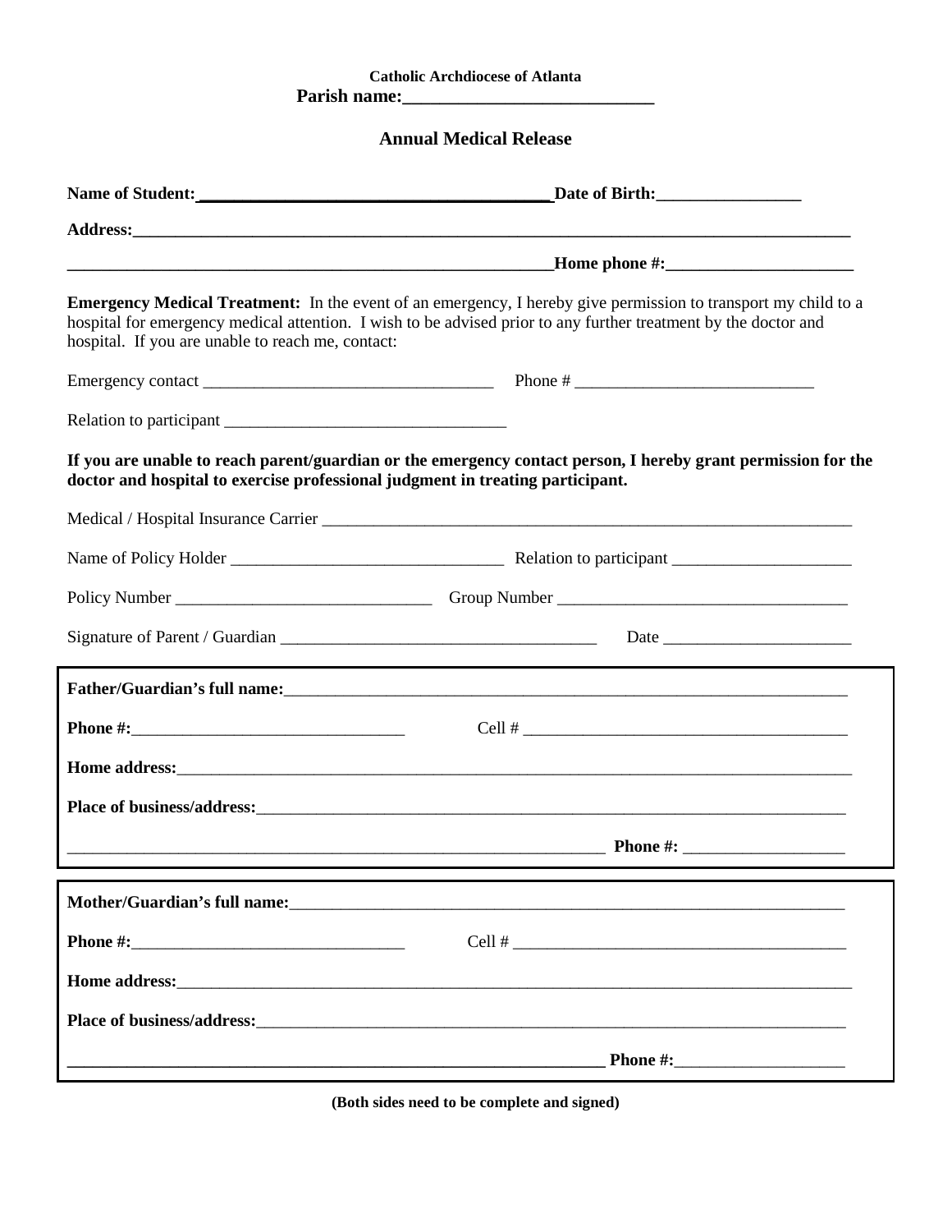**Catholic Archdiocese of Atlanta**

**Parish name:___________________________**

## Annual Medical Release

**Name of Student:_______________________________________Date of Birth:________________**

**Address:_____________________________________________________________________________**

**____________________________________________________________Home phone #:______________________**

**Emergency Medical Treatment:** In the event of an emergency, I hereby give permission to transport my child to a hospital for emergency medical attention. I wish to be advised prior to any further treatment by the doctor and hospital. If you are unable to reach me, contact:

Emergency contact __________________________________ Phone # ____________________________

Relation to participant ________________________________

**If you are unable to reach parent/guardian or the emergency contact person, I hereby grant permission for the doctor and hospital to exercise professional judgment in treating participant.**

Medical / Hospital Insurance Carrier _______________________________________________________________

Name of Policy Holder ________________________________ Relation to participant _____________________

Policy Number ______________________________ Group Number __________________________________

Signature of Parent / Guardian _____________________________________ Date ______________________

---

**Father/Guardian's full name:**_____________________________________________________________________

**Phone #:**________________________________ Cell # _______________________________________

**Home address:**__________________________________________________________________________

**Place of business/address:**________________________________________________________________

_________________________________________________________________ **Phone #:** ___________________

---

**Mother/Guardian's full name:**_____________________________________________________________________

**Phone #:**________________________________ Cell # _______________________________________

**Home address:**__________________________________________________________________________

**Place of business/address:**________________________________________________________________

**_________________________________________________________________ Phone #:**___________________

---

**(Both sides need to be complete and signed)**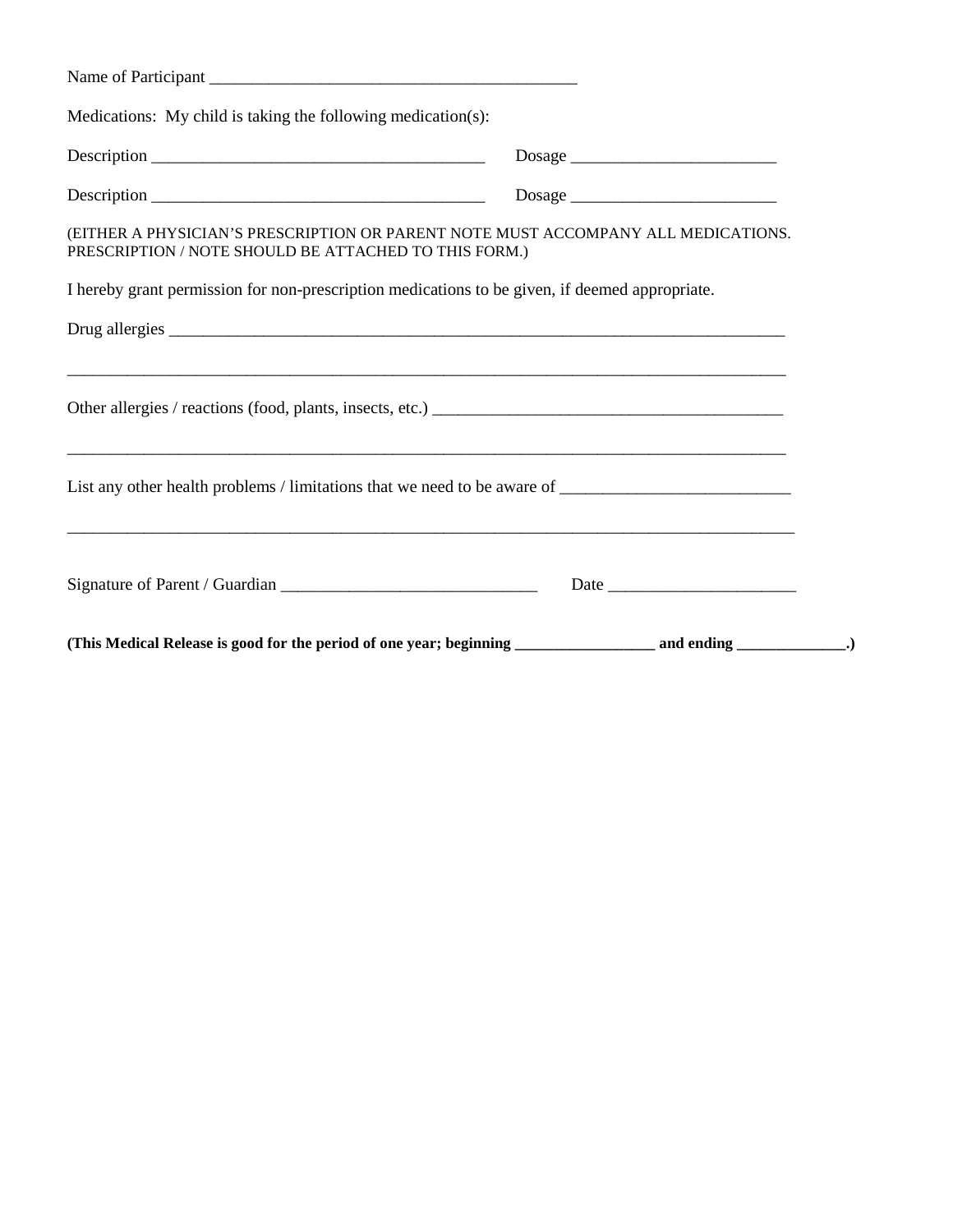Name of Participant ___________________________________________

Medications: My child is taking the following medication(s):

Description _______________________________________ Dosage ________________________

Description _______________________________________ Dosage ________________________

(EITHER A PHYSICIAN'S PRESCRIPTION OR PARENT NOTE MUST ACCOMPANY ALL MEDICATIONS. PRESCRIPTION / NOTE SHOULD BE ATTACHED TO THIS FORM.)

I hereby grant permission for non-prescription medications to be given, if deemed appropriate.

Drug allergies __________________________________________________________________________

________________________________________________________________________________________

Other allergies / reactions (food, plants, insects, etc.) _________________________________________

________________________________________________________________________________________

List any other health problems / limitations that we need to be aware of ___________________________

________________________________________________________________________________________

Signature of Parent / Guardian ______________________________ Date ______________________

**(This Medical Release is good for the period of one year; beginning __________________ and ending ______________.)**